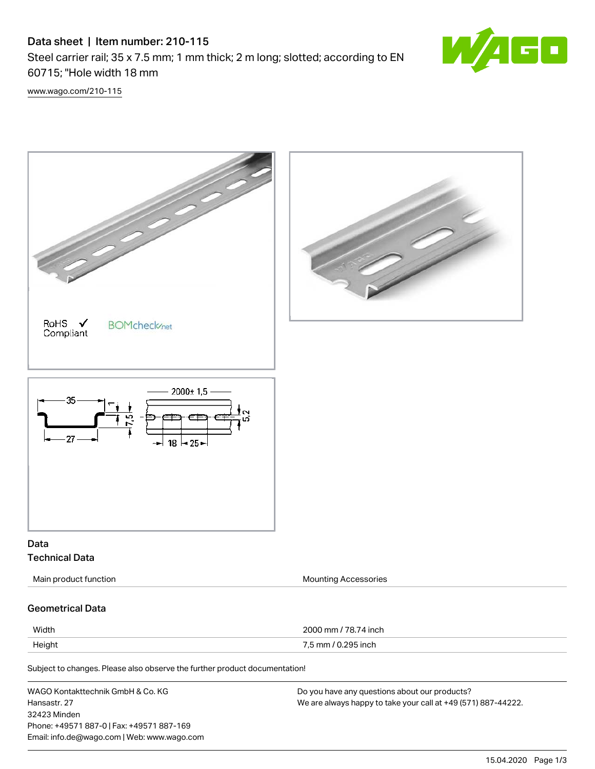# Data sheet | Item number: 210-115

Steel carrier rail; 35 x 7.5 mm; 1 mm thick; 2 m long; slotted; according to EN 60715; "Hole width 18 mm

www.wago.com/210-115

RoHS ✓ Compliant

BOMcheck.net

## Data

### Technical Data

| | |
|---|---|
| Main product function | Mounting Accessories |

### Geometrical Data

| | |
|---|---|
| Width | 2000 mm / 78.74 inch |
| Height | 7,5 mm / 0.295 inch |

Subject to changes. Please also observe the further product documentation!

WAGO Kontakttechnik GmbH & Co. KG
Hansastr. 27
32423 Minden
Phone: +49571 887-0 | Fax: +49571 887-169
Email: info.de@wago.com | Web: www.wago.com

Do you have any questions about our products?
We are always happy to take your call at +49 (571) 887-44222.

15.04.2020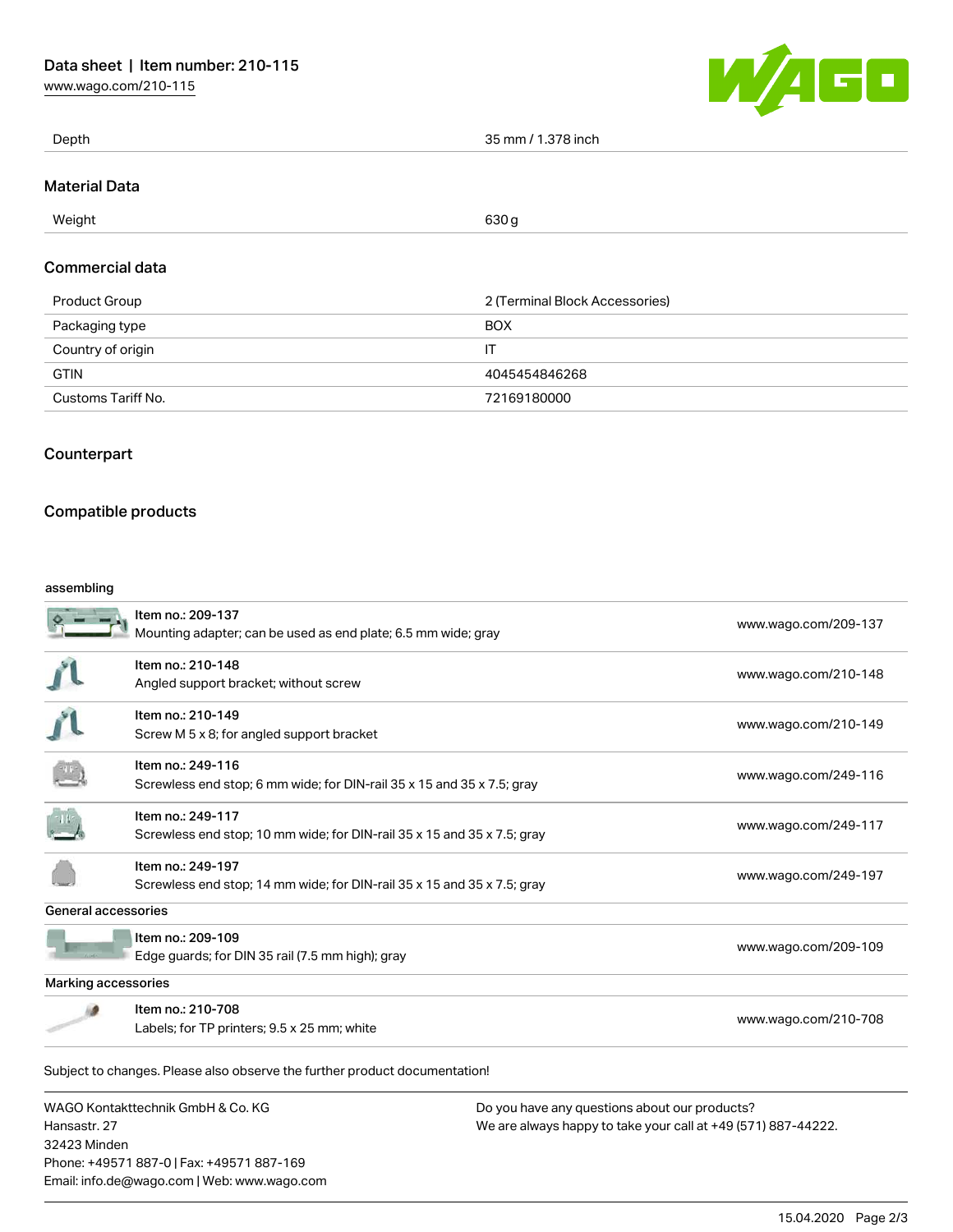| Depth | 35 mm / 1.378 inch |
| --- | --- |

## Material Data

| Weight | 630 g |
| --- | --- |

## Commercial data

| Product Group | 2 (Terminal Block Accessories) |
| --- | --- |
| Packaging type | BOX |
| Country of origin | IT |
| GTIN | 4045454846268 |
| Customs Tariff No. | 72169180000 |

## Counterpart

## Compatible products

**assembling**

| Item | Link |
| --- | --- |
| Item no.: 209-137<br>Mounting adapter; can be used as end plate; 6.5 mm wide; gray | www.wago.com/209-137 |
| Item no.: 210-148<br>Angled support bracket; without screw | www.wago.com/210-148 |
| Item no.: 210-149<br>Screw M 5 x 8; for angled support bracket | www.wago.com/210-149 |
| Item no.: 249-116<br>Screwless end stop; 6 mm wide; for DIN-rail 35 x 15 and 35 x 7.5; gray | www.wago.com/249-116 |
| Item no.: 249-117<br>Screwless end stop; 10 mm wide; for DIN-rail 35 x 15 and 35 x 7.5; gray | www.wago.com/249-117 |
| Item no.: 249-197<br>Screwless end stop; 14 mm wide; for DIN-rail 35 x 15 and 35 x 7.5; gray | www.wago.com/249-197 |

**General accessories**

| Item | Link |
| --- | --- |
| Item no.: 209-109<br>Edge guards; for DIN 35 rail (7.5 mm high); gray | www.wago.com/209-109 |

**Marking accessories**

| Item | Link |
| --- | --- |
| Item no.: 210-708<br>Labels; for TP printers; 9.5 x 25 mm; white | www.wago.com/210-708 |

Subject to changes. Please also observe the further product documentation!

WAGO Kontakttechnik GmbH & Co. KG
Hansastr. 27
32423 Minden
Phone: +49571 887-0 | Fax: +49571 887-169
Email: info.de@wago.com | Web: www.wago.com

Do you have any questions about our products?
We are always happy to take your call at +49 (571) 887-44222.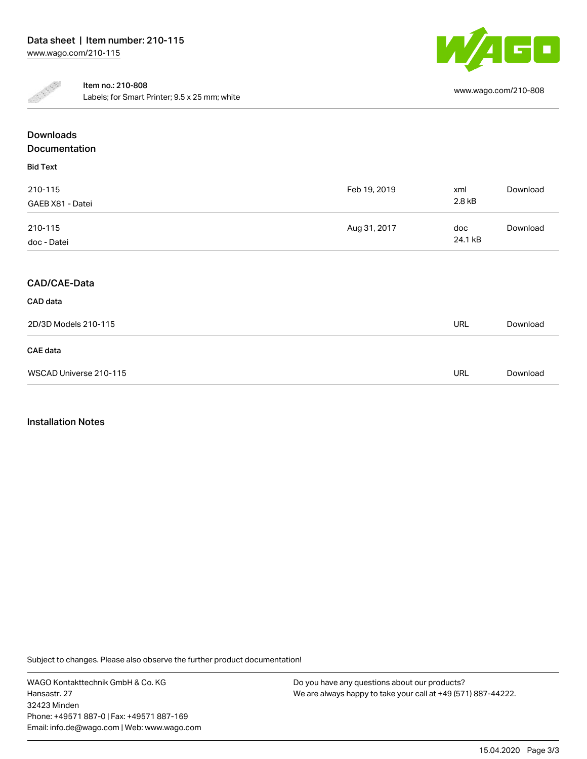Item no.: 210-808

Labels; for Smart Printer; 9.5 x 25 mm; white

www.wago.com/210-808

## Downloads

## Documentation

### Bid Text

| | | | |
|---|---|---|---|
| 210-115<br>GAEB X81 - Datei | Feb 19, 2019 | xml<br>2.8 kB | Download |
| 210-115<br>doc - Datei | Aug 31, 2017 | doc<br>24.1 kB | Download |

## CAD/CAE-Data

### CAD data

| | | |
|---|---|---|
| 2D/3D Models 210-115 | URL | Download |

### CAE data

| | | |
|---|---|---|
| WSCAD Universe 210-115 | URL | Download |

## Installation Notes

Subject to changes. Please also observe the further product documentation!

WAGO Kontakttechnik GmbH & Co. KG
Hansastr. 27
32423 Minden
Phone: +49571 887-0 | Fax: +49571 887-169
Email: info.de@wago.com | Web: www.wago.com

Do you have any questions about our products?
We are always happy to take your call at +49 (571) 887-44222.